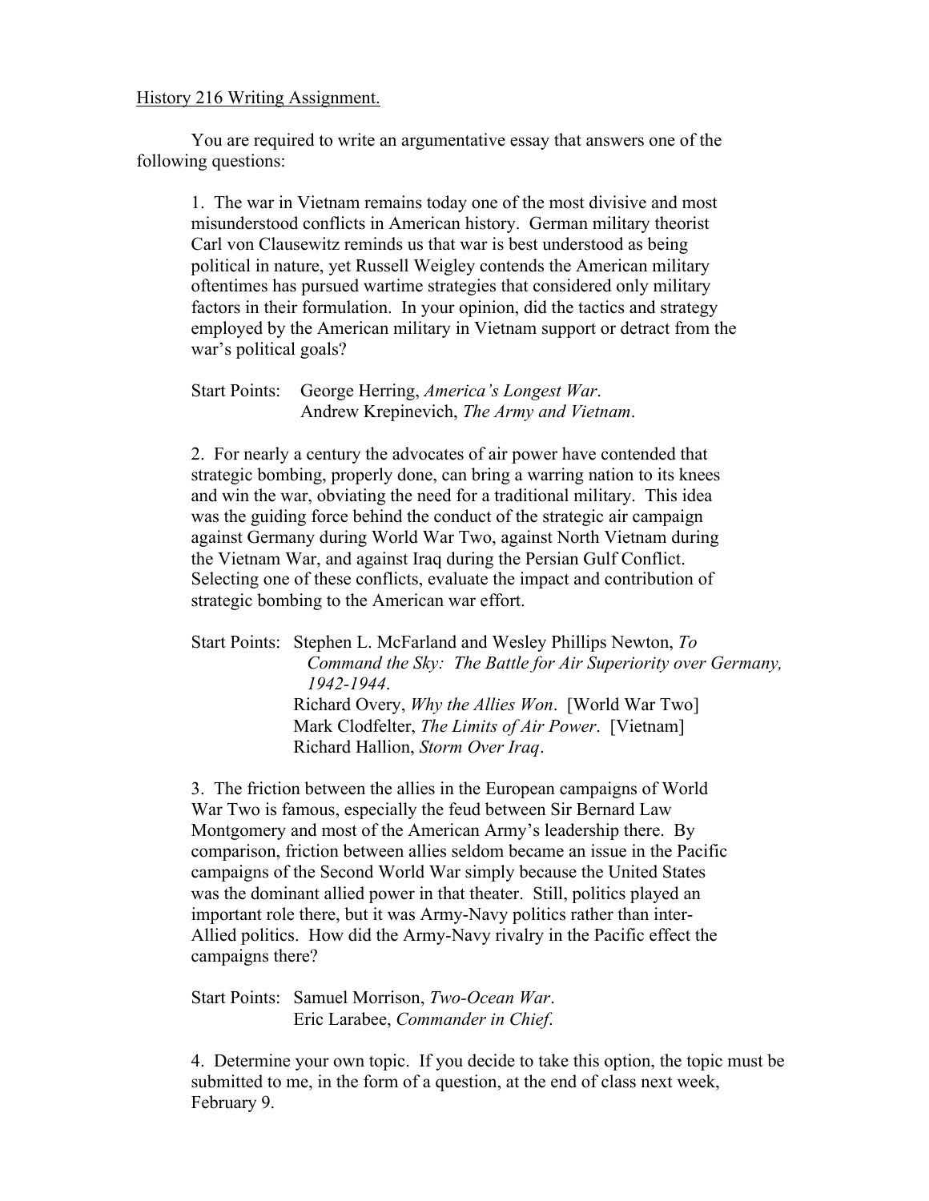<u>History 216 Writing Assignment.</u>

You are required to write an argumentative essay that answers one of the following questions:

1. The war in Vietnam remains today one of the most divisive and most misunderstood conflicts in American history. German military theorist Carl von Clausewitz reminds us that war is best understood as being political in nature, yet Russell Weigley contends the American military oftentimes has pursued wartime strategies that considered only military factors in their formulation. In your opinion, did the tactics and strategy employed by the American military in Vietnam support or detract from the war's political goals?

   Start Points: George Herring, *America's Longest War*.
   Andrew Krepinevich, *The Army and Vietnam*.

2. For nearly a century the advocates of air power have contended that strategic bombing, properly done, can bring a warring nation to its knees and win the war, obviating the need for a traditional military. This idea was the guiding force behind the conduct of the strategic air campaign against Germany during World War Two, against North Vietnam during the Vietnam War, and against Iraq during the Persian Gulf Conflict. Selecting one of these conflicts, evaluate the impact and contribution of strategic bombing to the American war effort.

   Start Points: Stephen L. McFarland and Wesley Phillips Newton, *To Command the Sky: The Battle for Air Superiority over Germany, 1942-1944*.
   Richard Overy, *Why the Allies Won*. [World War Two]
   Mark Clodfelter, *The Limits of Air Power*. [Vietnam]
   Richard Hallion, *Storm Over Iraq*.

3. The friction between the allies in the European campaigns of World War Two is famous, especially the feud between Sir Bernard Law Montgomery and most of the American Army's leadership there. By comparison, friction between allies seldom became an issue in the Pacific campaigns of the Second World War simply because the United States was the dominant allied power in that theater. Still, politics played an important role there, but it was Army-Navy politics rather than inter-Allied politics. How did the Army-Navy rivalry in the Pacific effect the campaigns there?

   Start Points: Samuel Morrison, *Two-Ocean War*.
   Eric Larabee, *Commander in Chief*.

4. Determine your own topic. If you decide to take this option, the topic must be submitted to me, in the form of a question, at the end of class next week, February 9.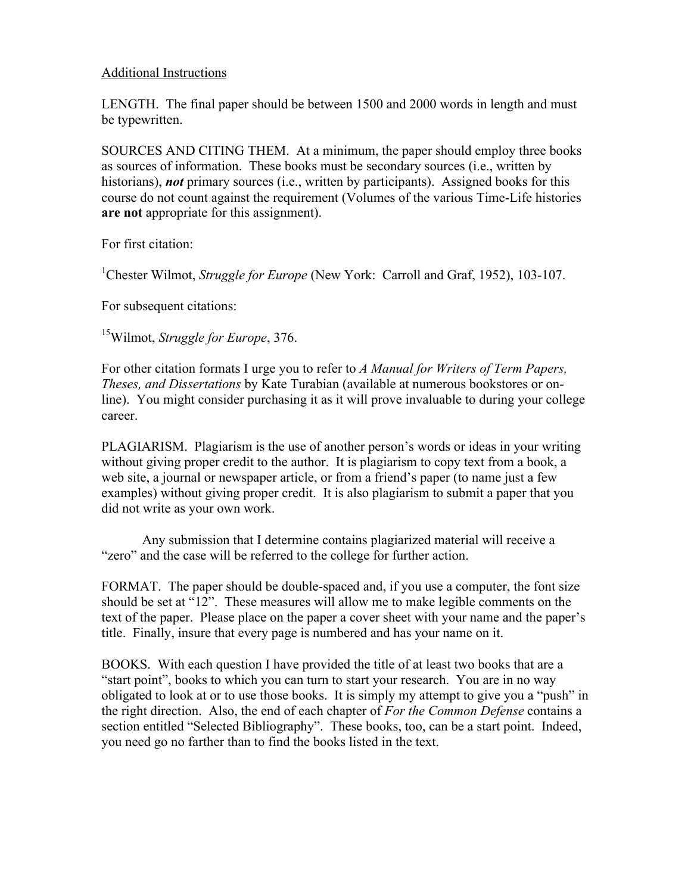Additional Instructions

LENGTH. The final paper should be between 1500 and 2000 words in length and must be typewritten.

SOURCES AND CITING THEM. At a minimum, the paper should employ three books as sources of information. These books must be secondary sources (i.e., written by historians), ***not*** primary sources (i.e., written by participants). Assigned books for this course do not count against the requirement (Volumes of the various Time-Life histories **are not** appropriate for this assignment).

For first citation:

[1]Chester Wilmot, *Struggle for Europe* (New York: Carroll and Graf, 1952), 103-107.

For subsequent citations:

[15]Wilmot, *Struggle for Europe*, 376.

For other citation formats I urge you to refer to *A Manual for Writers of Term Papers, Theses, and Dissertations* by Kate Turabian (available at numerous bookstores or on-line). You might consider purchasing it as it will prove invaluable to during your college career.

PLAGIARISM. Plagiarism is the use of another person's words or ideas in your writing without giving proper credit to the author. It is plagiarism to copy text from a book, a web site, a journal or newspaper article, or from a friend's paper (to name just a few examples) without giving proper credit. It is also plagiarism to submit a paper that you did not write as your own work.

Any submission that I determine contains plagiarized material will receive a "zero" and the case will be referred to the college for further action.

FORMAT. The paper should be double-spaced and, if you use a computer, the font size should be set at "12". These measures will allow me to make legible comments on the text of the paper. Please place on the paper a cover sheet with your name and the paper's title. Finally, insure that every page is numbered and has your name on it.

BOOKS. With each question I have provided the title of at least two books that are a "start point", books to which you can turn to start your research. You are in no way obligated to look at or to use those books. It is simply my attempt to give you a "push" in the right direction. Also, the end of each chapter of *For the Common Defense* contains a section entitled "Selected Bibliography". These books, too, can be a start point. Indeed, you need go no farther than to find the books listed in the text.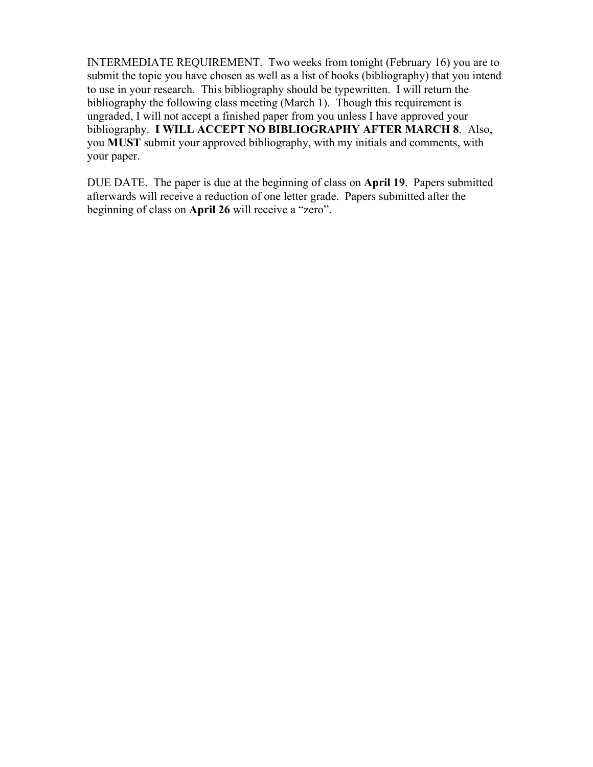INTERMEDIATE REQUIREMENT. Two weeks from tonight (February 16) you are to submit the topic you have chosen as well as a list of books (bibliography) that you intend to use in your research. This bibliography should be typewritten. I will return the bibliography the following class meeting (March 1). Though this requirement is ungraded, I will not accept a finished paper from you unless I have approved your bibliography. **I WILL ACCEPT NO BIBLIOGRAPHY AFTER MARCH 8**. Also, you **MUST** submit your approved bibliography, with my initials and comments, with your paper.

DUE DATE. The paper is due at the beginning of class on **April 19**. Papers submitted afterwards will receive a reduction of one letter grade. Papers submitted after the beginning of class on **April 26** will receive a "zero".